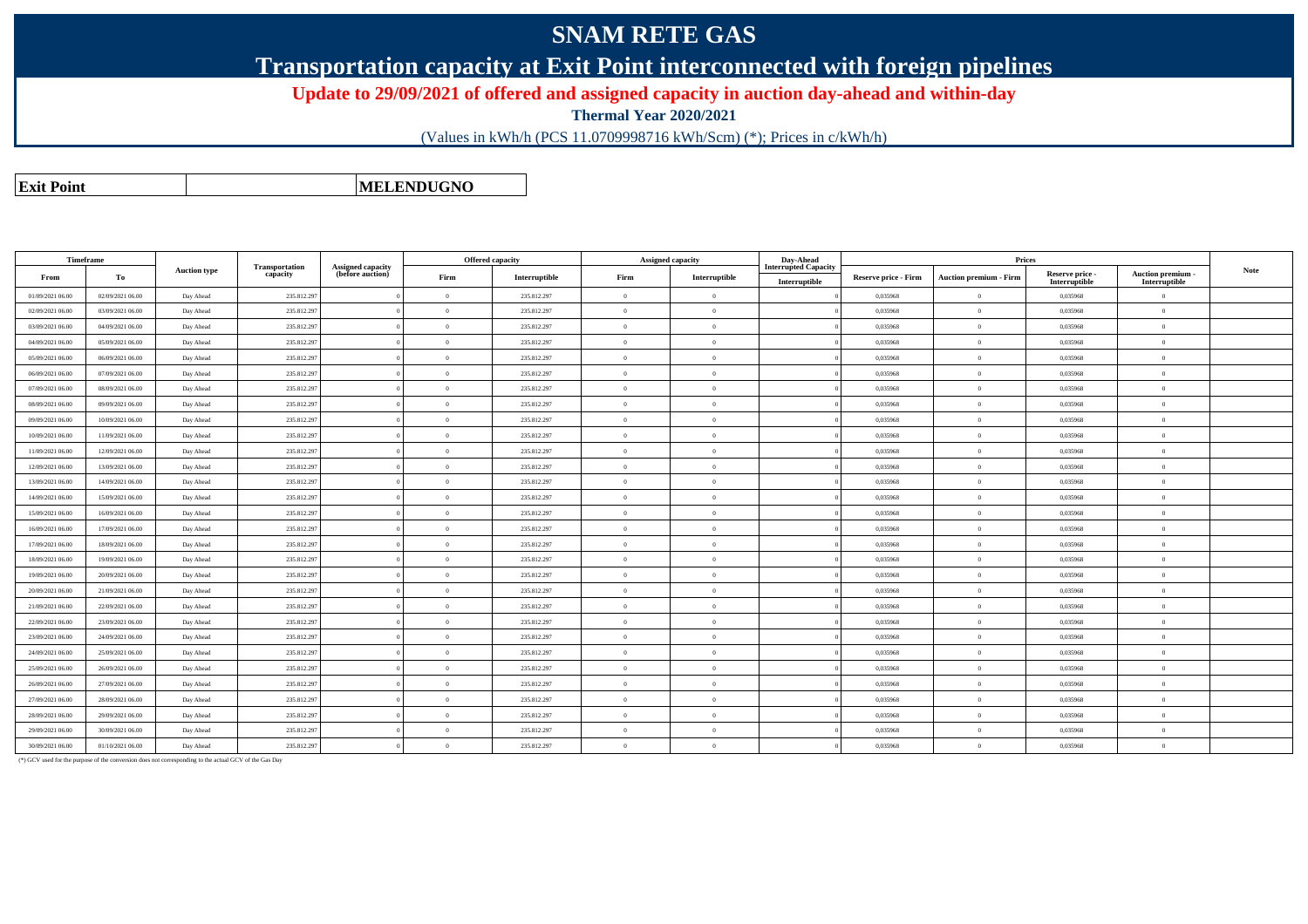# SNAM RETE GAS

## Transportation capacity at Exit Point interconnected with foreign pipelines

### Update to 29/09/2021 of offered and assigned capacity in auction day-ahead and within-day

**Thermal Year 2020/2021**

(Values in kWh/h (PCS 11.0709998716 kWh/Scm) (*); Prices in c/kWh/h)

| **Exit Point** | | **MELENDUGNO** |
|---|---|---|

| Timeframe | | Auction type | Transportation capacity | Assigned capacity (before auction) | Offered capacity | | Assigned capacity | | Day-Ahead Interrupted Capacity | Prices | | | | Note |
|---|---|---|---|---|---|---|---|---|---|---|---|---|---|---|
| From | To | | | | Firm | Interruptible | Firm | Interruptible | Interruptible | Reserve price - Firm | Auction premium - Firm | Reserve price - Interruptible | Auction premium - Interruptible | |
| 01/09/2021 06.00 | 02/09/2021 06.00 | Day Ahead | 235.812.297 | 0 | 0 | 235.812.297 | 0 | 0 | 0 | 0,035968 | 0 | 0,035968 | 0 | |
| 02/09/2021 06.00 | 03/09/2021 06.00 | Day Ahead | 235.812.297 | 0 | 0 | 235.812.297 | 0 | 0 | 0 | 0,035968 | 0 | 0,035968 | 0 | |
| 03/09/2021 06.00 | 04/09/2021 06.00 | Day Ahead | 235.812.297 | 0 | 0 | 235.812.297 | 0 | 0 | 0 | 0,035968 | 0 | 0,035968 | 0 | |
| 04/09/2021 06.00 | 05/09/2021 06.00 | Day Ahead | 235.812.297 | 0 | 0 | 235.812.297 | 0 | 0 | 0 | 0,035968 | 0 | 0,035968 | 0 | |
| 05/09/2021 06.00 | 06/09/2021 06.00 | Day Ahead | 235.812.297 | 0 | 0 | 235.812.297 | 0 | 0 | 0 | 0,035968 | 0 | 0,035968 | 0 | |
| 06/09/2021 06.00 | 07/09/2021 06.00 | Day Ahead | 235.812.297 | 0 | 0 | 235.812.297 | 0 | 0 | 0 | 0,035968 | 0 | 0,035968 | 0 | |
| 07/09/2021 06.00 | 08/09/2021 06.00 | Day Ahead | 235.812.297 | 0 | 0 | 235.812.297 | 0 | 0 | 0 | 0,035968 | 0 | 0,035968 | 0 | |
| 08/09/2021 06.00 | 09/09/2021 06.00 | Day Ahead | 235.812.297 | 0 | 0 | 235.812.297 | 0 | 0 | 0 | 0,035968 | 0 | 0,035968 | 0 | |
| 09/09/2021 06.00 | 10/09/2021 06.00 | Day Ahead | 235.812.297 | 0 | 0 | 235.812.297 | 0 | 0 | 0 | 0,035968 | 0 | 0,035968 | 0 | |
| 10/09/2021 06.00 | 11/09/2021 06.00 | Day Ahead | 235.812.297 | 0 | 0 | 235.812.297 | 0 | 0 | 0 | 0,035968 | 0 | 0,035968 | 0 | |
| 11/09/2021 06.00 | 12/09/2021 06.00 | Day Ahead | 235.812.297 | 0 | 0 | 235.812.297 | 0 | 0 | 0 | 0,035968 | 0 | 0,035968 | 0 | |
| 12/09/2021 06.00 | 13/09/2021 06.00 | Day Ahead | 235.812.297 | 0 | 0 | 235.812.297 | 0 | 0 | 0 | 0,035968 | 0 | 0,035968 | 0 | |
| 13/09/2021 06.00 | 14/09/2021 06.00 | Day Ahead | 235.812.297 | 0 | 0 | 235.812.297 | 0 | 0 | 0 | 0,035968 | 0 | 0,035968 | 0 | |
| 14/09/2021 06.00 | 15/09/2021 06.00 | Day Ahead | 235.812.297 | 0 | 0 | 235.812.297 | 0 | 0 | 0 | 0,035968 | 0 | 0,035968 | 0 | |
| 15/09/2021 06.00 | 16/09/2021 06.00 | Day Ahead | 235.812.297 | 0 | 0 | 235.812.297 | 0 | 0 | 0 | 0,035968 | 0 | 0,035968 | 0 | |
| 16/09/2021 06.00 | 17/09/2021 06.00 | Day Ahead | 235.812.297 | 0 | 0 | 235.812.297 | 0 | 0 | 0 | 0,035968 | 0 | 0,035968 | 0 | |
| 17/09/2021 06.00 | 18/09/2021 06.00 | Day Ahead | 235.812.297 | 0 | 0 | 235.812.297 | 0 | 0 | 0 | 0,035968 | 0 | 0,035968 | 0 | |
| 18/09/2021 06.00 | 19/09/2021 06.00 | Day Ahead | 235.812.297 | 0 | 0 | 235.812.297 | 0 | 0 | 0 | 0,035968 | 0 | 0,035968 | 0 | |
| 19/09/2021 06.00 | 20/09/2021 06.00 | Day Ahead | 235.812.297 | 0 | 0 | 235.812.297 | 0 | 0 | 0 | 0,035968 | 0 | 0,035968 | 0 | |
| 20/09/2021 06.00 | 21/09/2021 06.00 | Day Ahead | 235.812.297 | 0 | 0 | 235.812.297 | 0 | 0 | 0 | 0,035968 | 0 | 0,035968 | 0 | |
| 21/09/2021 06.00 | 22/09/2021 06.00 | Day Ahead | 235.812.297 | 0 | 0 | 235.812.297 | 0 | 0 | 0 | 0,035968 | 0 | 0,035968 | 0 | |
| 22/09/2021 06.00 | 23/09/2021 06.00 | Day Ahead | 235.812.297 | 0 | 0 | 235.812.297 | 0 | 0 | 0 | 0,035968 | 0 | 0,035968 | 0 | |
| 23/09/2021 06.00 | 24/09/2021 06.00 | Day Ahead | 235.812.297 | 0 | 0 | 235.812.297 | 0 | 0 | 0 | 0,035968 | 0 | 0,035968 | 0 | |
| 24/09/2021 06.00 | 25/09/2021 06.00 | Day Ahead | 235.812.297 | 0 | 0 | 235.812.297 | 0 | 0 | 0 | 0,035968 | 0 | 0,035968 | 0 | |
| 25/09/2021 06.00 | 26/09/2021 06.00 | Day Ahead | 235.812.297 | 0 | 0 | 235.812.297 | 0 | 0 | 0 | 0,035968 | 0 | 0,035968 | 0 | |
| 26/09/2021 06.00 | 27/09/2021 06.00 | Day Ahead | 235.812.297 | 0 | 0 | 235.812.297 | 0 | 0 | 0 | 0,035968 | 0 | 0,035968 | 0 | |
| 27/09/2021 06.00 | 28/09/2021 06.00 | Day Ahead | 235.812.297 | 0 | 0 | 235.812.297 | 0 | 0 | 0 | 0,035968 | 0 | 0,035968 | 0 | |
| 28/09/2021 06.00 | 29/09/2021 06.00 | Day Ahead | 235.812.297 | 0 | 0 | 235.812.297 | 0 | 0 | 0 | 0,035968 | 0 | 0,035968 | 0 | |
| 29/09/2021 06.00 | 30/09/2021 06.00 | Day Ahead | 235.812.297 | 0 | 0 | 235.812.297 | 0 | 0 | 0 | 0,035968 | 0 | 0,035968 | 0 | |
| 30/09/2021 06.00 | 01/10/2021 06.00 | Day Ahead | 235.812.297 | 0 | 0 | 235.812.297 | 0 | 0 | 0 | 0,035968 | 0 | 0,035968 | 0 | |

(*) GCV used for the purpose of the conversion does not corresponding to the actual GCV of the Gas Day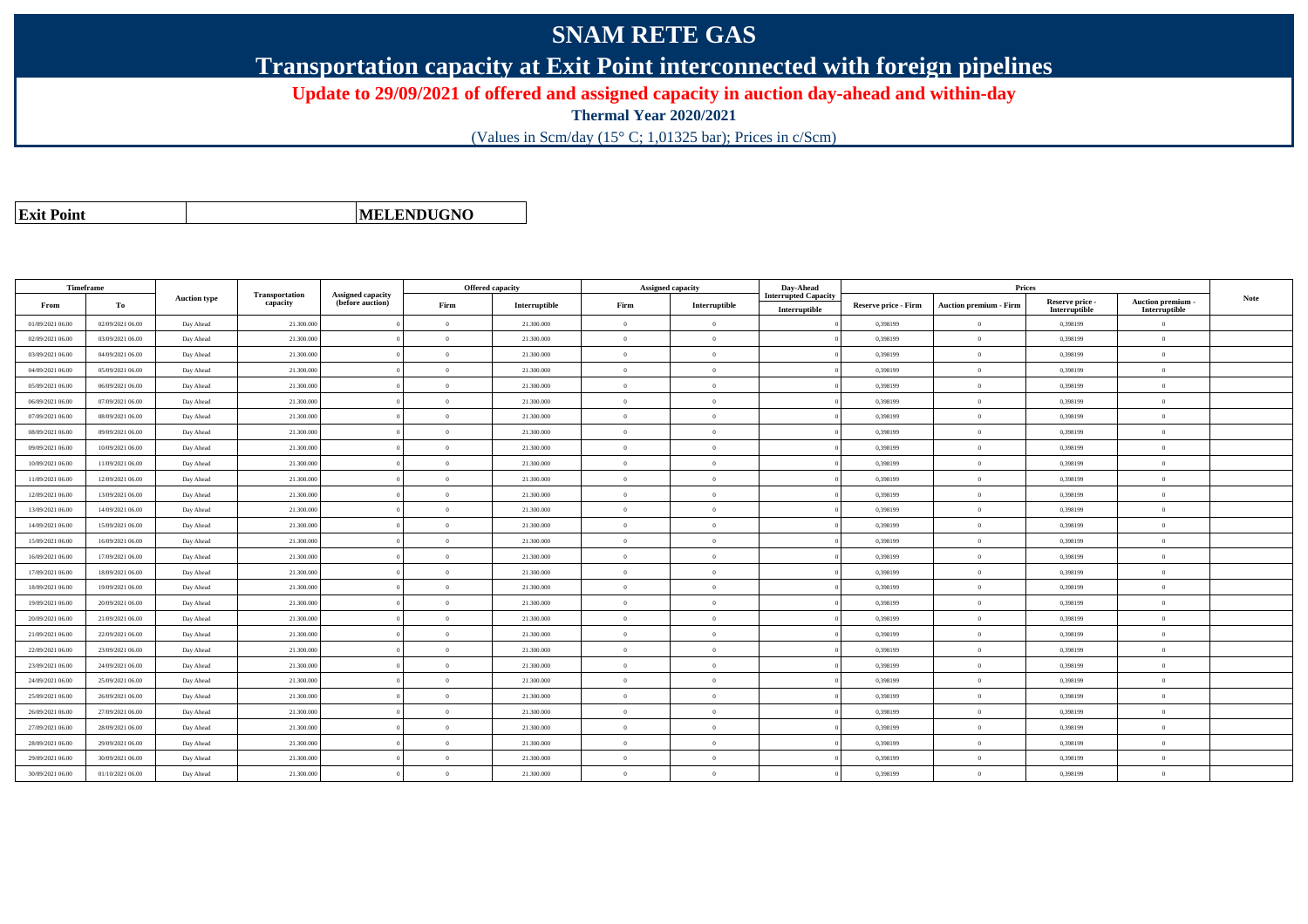# SNAM RETE GAS

## Transportation capacity at Exit Point interconnected with foreign pipelines

### Update to 29/09/2021 of offered and assigned capacity in auction day-ahead and within-day

**Thermal Year 2020/2021**

(Values in Scm/day (15° C; 1,01325 bar); Prices in c/Scm)

| **Exit Point** | | **MELENDUGNO** |
|---|---|---|

| Timeframe | | Auction type | Transportation capacity | Assigned capacity (before auction) | Offered capacity | | Assigned capacity | | Day-Ahead Interrupted Capacity | Prices | | | | Note |
|---|---|---|---|---|---|---|---|---|---|---|---|---|---|---|
| From | To | | | | Firm | Interruptible | Firm | Interruptible | Interruptible | Reserve price - Firm | Auction premium - Firm | Reserve price - Interruptible | Auction premium - Interruptible | |
| 01/09/2021 06.00 | 02/09/2021 06.00 | Day Ahead | 21.300.000 | 0 | 0 | 21.300.000 | 0 | 0 | 0 | 0,398199 | 0 | 0,398199 | 0 | |
| 02/09/2021 06.00 | 03/09/2021 06.00 | Day Ahead | 21.300.000 | 0 | 0 | 21.300.000 | 0 | 0 | 0 | 0,398199 | 0 | 0,398199 | 0 | |
| 03/09/2021 06.00 | 04/09/2021 06.00 | Day Ahead | 21.300.000 | 0 | 0 | 21.300.000 | 0 | 0 | 0 | 0,398199 | 0 | 0,398199 | 0 | |
| 04/09/2021 06.00 | 05/09/2021 06.00 | Day Ahead | 21.300.000 | 0 | 0 | 21.300.000 | 0 | 0 | 0 | 0,398199 | 0 | 0,398199 | 0 | |
| 05/09/2021 06.00 | 06/09/2021 06.00 | Day Ahead | 21.300.000 | 0 | 0 | 21.300.000 | 0 | 0 | 0 | 0,398199 | 0 | 0,398199 | 0 | |
| 06/09/2021 06.00 | 07/09/2021 06.00 | Day Ahead | 21.300.000 | 0 | 0 | 21.300.000 | 0 | 0 | 0 | 0,398199 | 0 | 0,398199 | 0 | |
| 07/09/2021 06.00 | 08/09/2021 06.00 | Day Ahead | 21.300.000 | 0 | 0 | 21.300.000 | 0 | 0 | 0 | 0,398199 | 0 | 0,398199 | 0 | |
| 08/09/2021 06.00 | 09/09/2021 06.00 | Day Ahead | 21.300.000 | 0 | 0 | 21.300.000 | 0 | 0 | 0 | 0,398199 | 0 | 0,398199 | 0 | |
| 09/09/2021 06.00 | 10/09/2021 06.00 | Day Ahead | 21.300.000 | 0 | 0 | 21.300.000 | 0 | 0 | 0 | 0,398199 | 0 | 0,398199 | 0 | |
| 10/09/2021 06.00 | 11/09/2021 06.00 | Day Ahead | 21.300.000 | 0 | 0 | 21.300.000 | 0 | 0 | 0 | 0,398199 | 0 | 0,398199 | 0 | |
| 11/09/2021 06.00 | 12/09/2021 06.00 | Day Ahead | 21.300.000 | 0 | 0 | 21.300.000 | 0 | 0 | 0 | 0,398199 | 0 | 0,398199 | 0 | |
| 12/09/2021 06.00 | 13/09/2021 06.00 | Day Ahead | 21.300.000 | 0 | 0 | 21.300.000 | 0 | 0 | 0 | 0,398199 | 0 | 0,398199 | 0 | |
| 13/09/2021 06.00 | 14/09/2021 06.00 | Day Ahead | 21.300.000 | 0 | 0 | 21.300.000 | 0 | 0 | 0 | 0,398199 | 0 | 0,398199 | 0 | |
| 14/09/2021 06.00 | 15/09/2021 06.00 | Day Ahead | 21.300.000 | 0 | 0 | 21.300.000 | 0 | 0 | 0 | 0,398199 | 0 | 0,398199 | 0 | |
| 15/09/2021 06.00 | 16/09/2021 06.00 | Day Ahead | 21.300.000 | 0 | 0 | 21.300.000 | 0 | 0 | 0 | 0,398199 | 0 | 0,398199 | 0 | |
| 16/09/2021 06.00 | 17/09/2021 06.00 | Day Ahead | 21.300.000 | 0 | 0 | 21.300.000 | 0 | 0 | 0 | 0,398199 | 0 | 0,398199 | 0 | |
| 17/09/2021 06.00 | 18/09/2021 06.00 | Day Ahead | 21.300.000 | 0 | 0 | 21.300.000 | 0 | 0 | 0 | 0,398199 | 0 | 0,398199 | 0 | |
| 18/09/2021 06.00 | 19/09/2021 06.00 | Day Ahead | 21.300.000 | 0 | 0 | 21.300.000 | 0 | 0 | 0 | 0,398199 | 0 | 0,398199 | 0 | |
| 19/09/2021 06.00 | 20/09/2021 06.00 | Day Ahead | 21.300.000 | 0 | 0 | 21.300.000 | 0 | 0 | 0 | 0,398199 | 0 | 0,398199 | 0 | |
| 20/09/2021 06.00 | 21/09/2021 06.00 | Day Ahead | 21.300.000 | 0 | 0 | 21.300.000 | 0 | 0 | 0 | 0,398199 | 0 | 0,398199 | 0 | |
| 21/09/2021 06.00 | 22/09/2021 06.00 | Day Ahead | 21.300.000 | 0 | 0 | 21.300.000 | 0 | 0 | 0 | 0,398199 | 0 | 0,398199 | 0 | |
| 22/09/2021 06.00 | 23/09/2021 06.00 | Day Ahead | 21.300.000 | 0 | 0 | 21.300.000 | 0 | 0 | 0 | 0,398199 | 0 | 0,398199 | 0 | |
| 23/09/2021 06.00 | 24/09/2021 06.00 | Day Ahead | 21.300.000 | 0 | 0 | 21.300.000 | 0 | 0 | 0 | 0,398199 | 0 | 0,398199 | 0 | |
| 24/09/2021 06.00 | 25/09/2021 06.00 | Day Ahead | 21.300.000 | 0 | 0 | 21.300.000 | 0 | 0 | 0 | 0,398199 | 0 | 0,398199 | 0 | |
| 25/09/2021 06.00 | 26/09/2021 06.00 | Day Ahead | 21.300.000 | 0 | 0 | 21.300.000 | 0 | 0 | 0 | 0,398199 | 0 | 0,398199 | 0 | |
| 26/09/2021 06.00 | 27/09/2021 06.00 | Day Ahead | 21.300.000 | 0 | 0 | 21.300.000 | 0 | 0 | 0 | 0,398199 | 0 | 0,398199 | 0 | |
| 27/09/2021 06.00 | 28/09/2021 06.00 | Day Ahead | 21.300.000 | 0 | 0 | 21.300.000 | 0 | 0 | 0 | 0,398199 | 0 | 0,398199 | 0 | |
| 28/09/2021 06.00 | 29/09/2021 06.00 | Day Ahead | 21.300.000 | 0 | 0 | 21.300.000 | 0 | 0 | 0 | 0,398199 | 0 | 0,398199 | 0 | |
| 29/09/2021 06.00 | 30/09/2021 06.00 | Day Ahead | 21.300.000 | 0 | 0 | 21.300.000 | 0 | 0 | 0 | 0,398199 | 0 | 0,398199 | 0 | |
| 30/09/2021 06.00 | 01/10/2021 06.00 | Day Ahead | 21.300.000 | 0 | 0 | 21.300.000 | 0 | 0 | 0 | 0,398199 | 0 | 0,398199 | 0 | |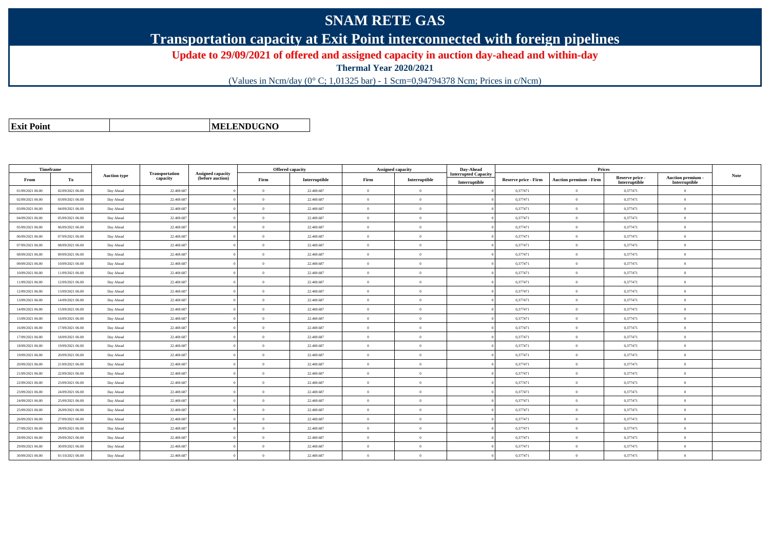# SNAM RETE GAS

## Transportation capacity at Exit Point interconnected with foreign pipelines

**Update to 29/09/2021 of offered and assigned capacity in auction day-ahead and within-day**

**Thermal Year 2020/2021**

(Values in Ncm/day (0° C; 1,01325 bar) - 1 Scm=0,94794378 Ncm; Prices in c/Ncm)

| **Exit Point** | | **MELENDUGNO** |
|---|---|---|

| Timeframe | | Auction type | Transportation capacity | Assigned capacity (before auction) | Offered capacity | | Assigned capacity | | Day-Ahead Interrupted Capacity | Prices | | | | Note |
|---|---|---|---|---|---|---|---|---|---|---|---|---|---|---|
| From | To | | | | Firm | Interruptible | Firm | Interruptible | Interruptible | Reserve price - Firm | Auction premium - Firm | Reserve price - Interruptible | Auction premium - Interruptible | |
| 01/09/2021 06.00 | 02/09/2021 06.00 | Day Ahead | 22.469.687 | 0 | 0 | 22.469.687 | 0 | 0 | 0 | 0,377471 | 0 | 0,377471 | 0 | |
| 02/09/2021 06.00 | 03/09/2021 06.00 | Day Ahead | 22.469.687 | 0 | 0 | 22.469.687 | 0 | 0 | 0 | 0,377471 | 0 | 0,377471 | 0 | |
| 03/09/2021 06.00 | 04/09/2021 06.00 | Day Ahead | 22.469.687 | 0 | 0 | 22.469.687 | 0 | 0 | 0 | 0,377471 | 0 | 0,377471 | 0 | |
| 04/09/2021 06.00 | 05/09/2021 06.00 | Day Ahead | 22.469.687 | 0 | 0 | 22.469.687 | 0 | 0 | 0 | 0,377471 | 0 | 0,377471 | 0 | |
| 05/09/2021 06.00 | 06/09/2021 06.00 | Day Ahead | 22.469.687 | 0 | 0 | 22.469.687 | 0 | 0 | 0 | 0,377471 | 0 | 0,377471 | 0 | |
| 06/09/2021 06.00 | 07/09/2021 06.00 | Day Ahead | 22.469.687 | 0 | 0 | 22.469.687 | 0 | 0 | 0 | 0,377471 | 0 | 0,377471 | 0 | |
| 07/09/2021 06.00 | 08/09/2021 06.00 | Day Ahead | 22.469.687 | 0 | 0 | 22.469.687 | 0 | 0 | 0 | 0,377471 | 0 | 0,377471 | 0 | |
| 08/09/2021 06.00 | 09/09/2021 06.00 | Day Ahead | 22.469.687 | 0 | 0 | 22.469.687 | 0 | 0 | 0 | 0,377471 | 0 | 0,377471 | 0 | |
| 09/09/2021 06.00 | 10/09/2021 06.00 | Day Ahead | 22.469.687 | 0 | 0 | 22.469.687 | 0 | 0 | 0 | 0,377471 | 0 | 0,377471 | 0 | |
| 10/09/2021 06.00 | 11/09/2021 06.00 | Day Ahead | 22.469.687 | 0 | 0 | 22.469.687 | 0 | 0 | 0 | 0,377471 | 0 | 0,377471 | 0 | |
| 11/09/2021 06.00 | 12/09/2021 06.00 | Day Ahead | 22.469.687 | 0 | 0 | 22.469.687 | 0 | 0 | 0 | 0,377471 | 0 | 0,377471 | 0 | |
| 12/09/2021 06.00 | 13/09/2021 06.00 | Day Ahead | 22.469.687 | 0 | 0 | 22.469.687 | 0 | 0 | 0 | 0,377471 | 0 | 0,377471 | 0 | |
| 13/09/2021 06.00 | 14/09/2021 06.00 | Day Ahead | 22.469.687 | 0 | 0 | 22.469.687 | 0 | 0 | 0 | 0,377471 | 0 | 0,377471 | 0 | |
| 14/09/2021 06.00 | 15/09/2021 06.00 | Day Ahead | 22.469.687 | 0 | 0 | 22.469.687 | 0 | 0 | 0 | 0,377471 | 0 | 0,377471 | 0 | |
| 15/09/2021 06.00 | 16/09/2021 06.00 | Day Ahead | 22.469.687 | 0 | 0 | 22.469.687 | 0 | 0 | 0 | 0,377471 | 0 | 0,377471 | 0 | |
| 16/09/2021 06.00 | 17/09/2021 06.00 | Day Ahead | 22.469.687 | 0 | 0 | 22.469.687 | 0 | 0 | 0 | 0,377471 | 0 | 0,377471 | 0 | |
| 17/09/2021 06.00 | 18/09/2021 06.00 | Day Ahead | 22.469.687 | 0 | 0 | 22.469.687 | 0 | 0 | 0 | 0,377471 | 0 | 0,377471 | 0 | |
| 18/09/2021 06.00 | 19/09/2021 06.00 | Day Ahead | 22.469.687 | 0 | 0 | 22.469.687 | 0 | 0 | 0 | 0,377471 | 0 | 0,377471 | 0 | |
| 19/09/2021 06.00 | 20/09/2021 06.00 | Day Ahead | 22.469.687 | 0 | 0 | 22.469.687 | 0 | 0 | 0 | 0,377471 | 0 | 0,377471 | 0 | |
| 20/09/2021 06.00 | 21/09/2021 06.00 | Day Ahead | 22.469.687 | 0 | 0 | 22.469.687 | 0 | 0 | 0 | 0,377471 | 0 | 0,377471 | 0 | |
| 21/09/2021 06.00 | 22/09/2021 06.00 | Day Ahead | 22.469.687 | 0 | 0 | 22.469.687 | 0 | 0 | 0 | 0,377471 | 0 | 0,377471 | 0 | |
| 22/09/2021 06.00 | 23/09/2021 06.00 | Day Ahead | 22.469.687 | 0 | 0 | 22.469.687 | 0 | 0 | 0 | 0,377471 | 0 | 0,377471 | 0 | |
| 23/09/2021 06.00 | 24/09/2021 06.00 | Day Ahead | 22.469.687 | 0 | 0 | 22.469.687 | 0 | 0 | 0 | 0,377471 | 0 | 0,377471 | 0 | |
| 24/09/2021 06.00 | 25/09/2021 06.00 | Day Ahead | 22.469.687 | 0 | 0 | 22.469.687 | 0 | 0 | 0 | 0,377471 | 0 | 0,377471 | 0 | |
| 25/09/2021 06.00 | 26/09/2021 06.00 | Day Ahead | 22.469.687 | 0 | 0 | 22.469.687 | 0 | 0 | 0 | 0,377471 | 0 | 0,377471 | 0 | |
| 26/09/2021 06.00 | 27/09/2021 06.00 | Day Ahead | 22.469.687 | 0 | 0 | 22.469.687 | 0 | 0 | 0 | 0,377471 | 0 | 0,377471 | 0 | |
| 27/09/2021 06.00 | 28/09/2021 06.00 | Day Ahead | 22.469.687 | 0 | 0 | 22.469.687 | 0 | 0 | 0 | 0,377471 | 0 | 0,377471 | 0 | |
| 28/09/2021 06.00 | 29/09/2021 06.00 | Day Ahead | 22.469.687 | 0 | 0 | 22.469.687 | 0 | 0 | 0 | 0,377471 | 0 | 0,377471 | 0 | |
| 29/09/2021 06.00 | 30/09/2021 06.00 | Day Ahead | 22.469.687 | 0 | 0 | 22.469.687 | 0 | 0 | 0 | 0,377471 | 0 | 0,377471 | 0 | |
| 30/09/2021 06.00 | 01/10/2021 06.00 | Day Ahead | 22.469.687 | 0 | 0 | 22.469.687 | 0 | 0 | 0 | 0,377471 | 0 | 0,377471 | 0 | |